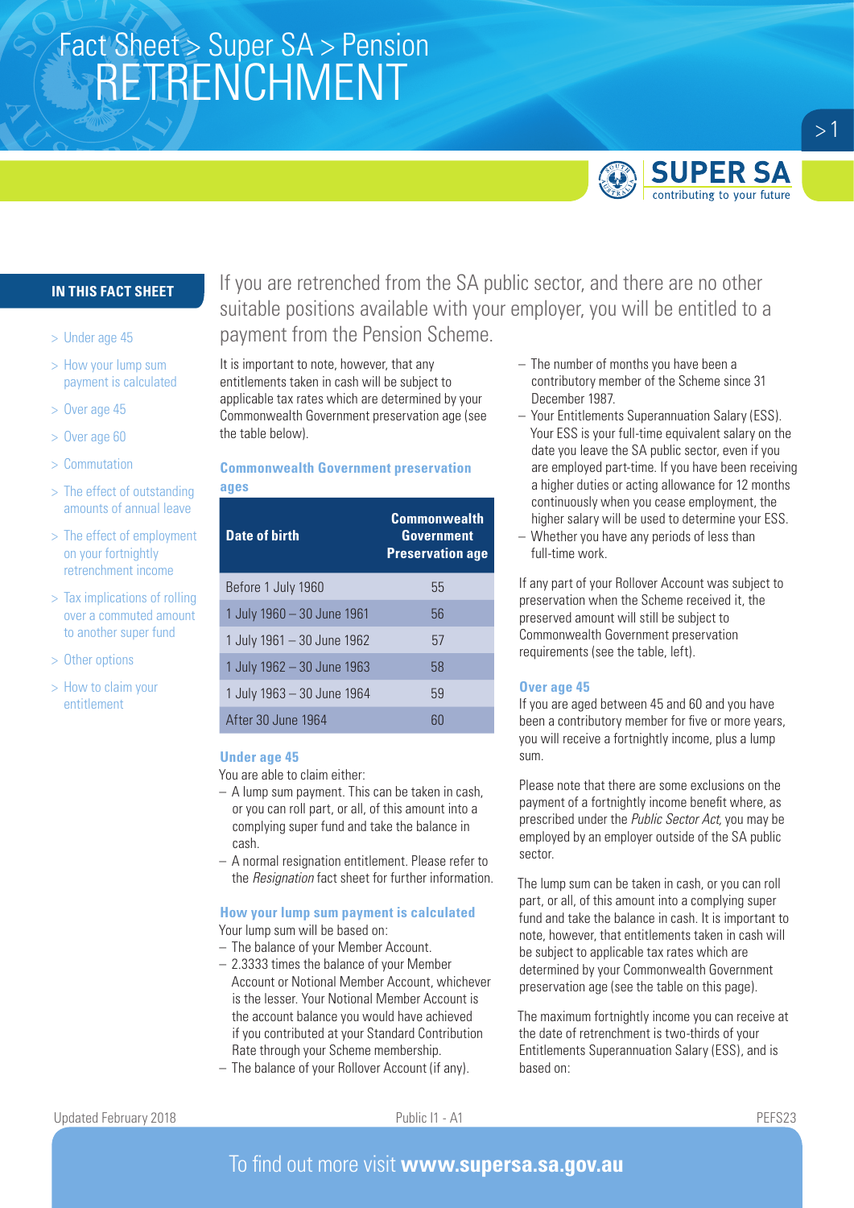# Fact Sheet > Super SA > Pension
# RETRENCHMENT

SUPER SA
contributing to your future

**IN THIS FACT SHEET**

- > Under age 45
- > How your lump sum payment is calculated
- > Over age 45
- > Over age 60
- > Commutation
- > The effect of outstanding amounts of annual leave
- > The effect of employment on your fortnightly retrenchment income
- > Tax implications of rolling over a commuted amount to another super fund
- > Other options
- > How to claim your entitlement

If you are retrenched from the SA public sector, and there are no other suitable positions available with your employer, you will be entitled to a payment from the Pension Scheme.

It is important to note, however, that any entitlements taken in cash will be subject to applicable tax rates which are determined by your Commonwealth Government preservation age (see the table below).

### Commonwealth Government preservation ages

| Date of birth | Commonwealth Government Preservation age |
|---|---|
| Before 1 July 1960 | 55 |
| 1 July 1960 – 30 June 1961 | 56 |
| 1 July 1961 – 30 June 1962 | 57 |
| 1 July 1962 – 30 June 1963 | 58 |
| 1 July 1963 – 30 June 1964 | 59 |
| After 30 June 1964 | 60 |

### Under age 45

You are able to claim either:

- A lump sum payment. This can be taken in cash, or you can roll part, or all, of this amount into a complying super fund and take the balance in cash.
- A normal resignation entitlement. Please refer to the *Resignation* fact sheet for further information.

### How your lump sum payment is calculated

Your lump sum will be based on:

- The balance of your Member Account.
- 2.3333 times the balance of your Member Account or Notional Member Account, whichever is the lesser. Your Notional Member Account is the account balance you would have achieved if you contributed at your Standard Contribution Rate through your Scheme membership.
- The balance of your Rollover Account (if any).
- The number of months you have been a contributory member of the Scheme since 31 December 1987.
- Your Entitlements Superannuation Salary (ESS). Your ESS is your full-time equivalent salary on the date you leave the SA public sector, even if you are employed part-time. If you have been receiving a higher duties or acting allowance for 12 months continuously when you cease employment, the higher salary will be used to determine your ESS.
- Whether you have any periods of less than full-time work.

If any part of your Rollover Account was subject to preservation when the Scheme received it, the preserved amount will still be subject to Commonwealth Government preservation requirements (see the table, left).

### Over age 45

If you are aged between 45 and 60 and you have been a contributory member for five or more years, you will receive a fortnightly income, plus a lump sum.

Please note that there are some exclusions on the payment of a fortnightly income benefit where, as prescribed under the *Public Sector Act,* you may be employed by an employer outside of the SA public sector.

The lump sum can be taken in cash, or you can roll part, or all, of this amount into a complying super fund and take the balance in cash. It is important to note, however, that entitlements taken in cash will be subject to applicable tax rates which are determined by your Commonwealth Government preservation age (see the table on this page).

The maximum fortnightly income you can receive at the date of retrenchment is two-thirds of your Entitlements Superannuation Salary (ESS), and is based on:

Updated February 2018 Public I1 - A1 PEFS23

To find out more visit **www.supersa.sa.gov.au**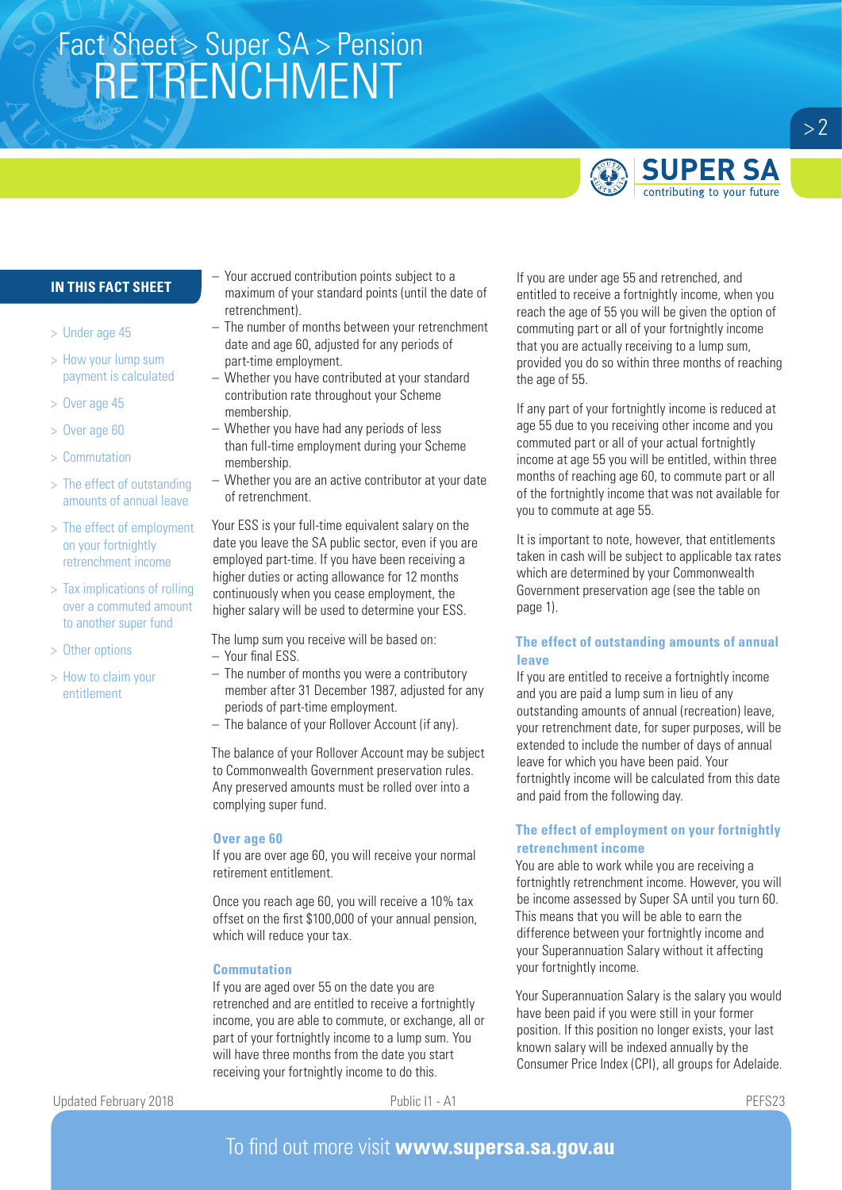## IN THIS FACT SHEET

- > Under age 45
- > How your lump sum payment is calculated
- > Over age 45
- > Over age 60
- > Commutation
- > The effect of outstanding amounts of annual leave
- > The effect of employment on your fortnightly retrenchment income
- > Tax implications of rolling over a commuted amount to another super fund
- > Other options
- > How to claim your entitlement

– Your accrued contribution points subject to a maximum of your standard points (until the date of retrenchment).
– The number of months between your retrenchment date and age 60, adjusted for any periods of part-time employment.
– Whether you have contributed at your standard contribution rate throughout your Scheme membership.
– Whether you have had any periods of less than full-time employment during your Scheme membership.
– Whether you are an active contributor at your date of retrenchment.

Your ESS is your full-time equivalent salary on the date you leave the SA public sector, even if you are employed part-time. If you have been receiving a higher duties or acting allowance for 12 months continuously when you cease employment, the higher salary will be used to determine your ESS.

The lump sum you receive will be based on:

– Your final ESS.
– The number of months you were a contributory member after 31 December 1987, adjusted for any periods of part-time employment.
– The balance of your Rollover Account (if any).

The balance of your Rollover Account may be subject to Commonwealth Government preservation rules. Any preserved amounts must be rolled over into a complying super fund.

### Over age 60

If you are over age 60, you will receive your normal retirement entitlement.

Once you reach age 60, you will receive a 10% tax offset on the first $100,000 of your annual pension, which will reduce your tax.

### Commutation

If you are aged over 55 on the date you are retrenched and are entitled to receive a fortnightly income, you are able to commute, or exchange, all or part of your fortnightly income to a lump sum. You will have three months from the date you start receiving your fortnightly income to do this.

If you are under age 55 and retrenched, and entitled to receive a fortnightly income, when you reach the age of 55 you will be given the option of commuting part or all of your fortnightly income that you are actually receiving to a lump sum, provided you do so within three months of reaching the age of 55.

If any part of your fortnightly income is reduced at age 55 due to you receiving other income and you commuted part or all of your actual fortnightly income at age 55 you will be entitled, within three months of reaching age 60, to commute part or all of the fortnightly income that was not available for you to commute at age 55.

It is important to note, however, that entitlements taken in cash will be subject to applicable tax rates which are determined by your Commonwealth Government preservation age (see the table on page 1).

### The effect of outstanding amounts of annual leave

If you are entitled to receive a fortnightly income and you are paid a lump sum in lieu of any outstanding amounts of annual (recreation) leave, your retrenchment date, for super purposes, will be extended to include the number of days of annual leave for which you have been paid. Your fortnightly income will be calculated from this date and paid from the following day.

### The effect of employment on your fortnightly retrenchment income

You are able to work while you are receiving a fortnightly retrenchment income. However, you will be income assessed by Super SA until you turn 60. This means that you will be able to earn the difference between your fortnightly income and your Superannuation Salary without it affecting your fortnightly income.

Your Superannuation Salary is the salary you would have been paid if you were still in your former position. If this position no longer exists, your last known salary will be indexed annually by the Consumer Price Index (CPI), all groups for Adelaide.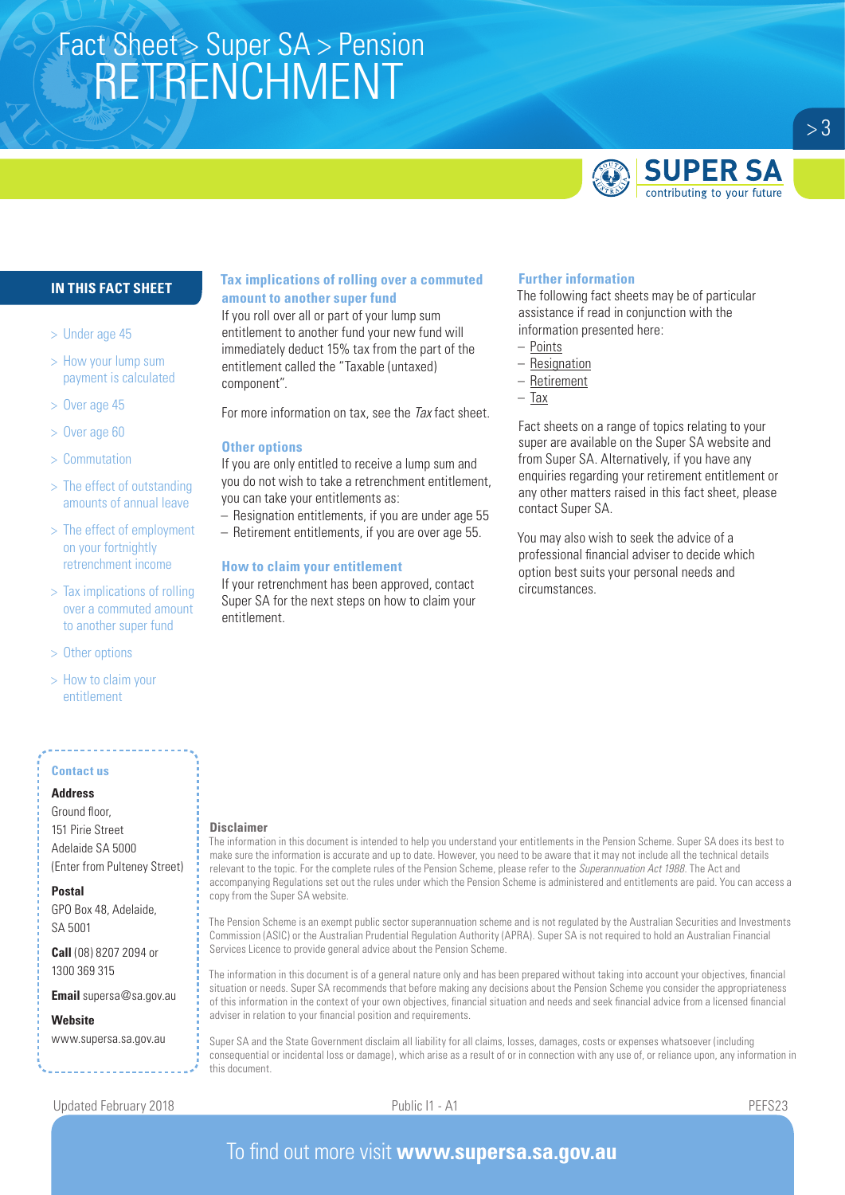# Fact Sheet > Super SA > Pension
# RETRENCHMENT

**IN THIS FACT SHEET**

- > Under age 45
- > How your lump sum payment is calculated
- > Over age 45
- > Over age 60
- > Commutation
- > The effect of outstanding amounts of annual leave
- > The effect of employment on your fortnightly retrenchment income
- > Tax implications of rolling over a commuted amount to another super fund
- > Other options
- > How to claim your entitlement

**Contact us**

**Address**
Ground floor,
151 Pirie Street
Adelaide SA 5000
(Enter from Pulteney Street)

**Postal**
GPO Box 48, Adelaide,
SA 5001

**Call** (08) 8207 2094 or
1300 369 315

**Email** supersa@sa.gov.au

**Website**
www.supersa.sa.gov.au

### Tax implications of rolling over a commuted amount to another super fund

If you roll over all or part of your lump sum entitlement to another fund your new fund will immediately deduct 15% tax from the part of the entitlement called the "Taxable (untaxed) component".

For more information on tax, see the *Tax* fact sheet.

### Other options

If you are only entitled to receive a lump sum and you do not wish to take a retrenchment entitlement, you can take your entitlements as:

- Resignation entitlements, if you are under age 55
- Retirement entitlements, if you are over age 55.

### How to claim your entitlement

If your retrenchment has been approved, contact Super SA for the next steps on how to claim your entitlement.

### Further information

The following fact sheets may be of particular assistance if read in conjunction with the information presented here:

- Points
- Resignation
- Retirement
- Tax

Fact sheets on a range of topics relating to your super are available on the Super SA website and from Super SA. Alternatively, if you have any enquiries regarding your retirement entitlement or any other matters raised in this fact sheet, please contact Super SA.

You may also wish to seek the advice of a professional financial adviser to decide which option best suits your personal needs and circumstances.

**Disclaimer**

The information in this document is intended to help you understand your entitlements in the Pension Scheme. Super SA does its best to make sure the information is accurate and up to date. However, you need to be aware that it may not include all the technical details relevant to the topic. For the complete rules of the Pension Scheme, please refer to the *Superannuation Act 1988*. The Act and accompanying Regulations set out the rules under which the Pension Scheme is administered and entitlements are paid. You can access a copy from the Super SA website.

The Pension Scheme is an exempt public sector superannuation scheme and is not regulated by the Australian Securities and Investments Commission (ASIC) or the Australian Prudential Regulation Authority (APRA). Super SA is not required to hold an Australian Financial Services Licence to provide general advice about the Pension Scheme.

The information in this document is of a general nature only and has been prepared without taking into account your objectives, financial situation or needs. Super SA recommends that before making any decisions about the Pension Scheme you consider the appropriateness of this information in the context of your own objectives, financial situation and needs and seek financial advice from a licensed financial adviser in relation to your financial position and requirements.

Super SA and the State Government disclaim all liability for all claims, losses, damages, costs or expenses whatsoever (including consequential or incidental loss or damage), which arise as a result of or in connection with any use of, or reliance upon, any information in this document.

Updated February 2018 | Public I1 - A1 | PEFS23

To find out more visit **www.supersa.sa.gov.au**